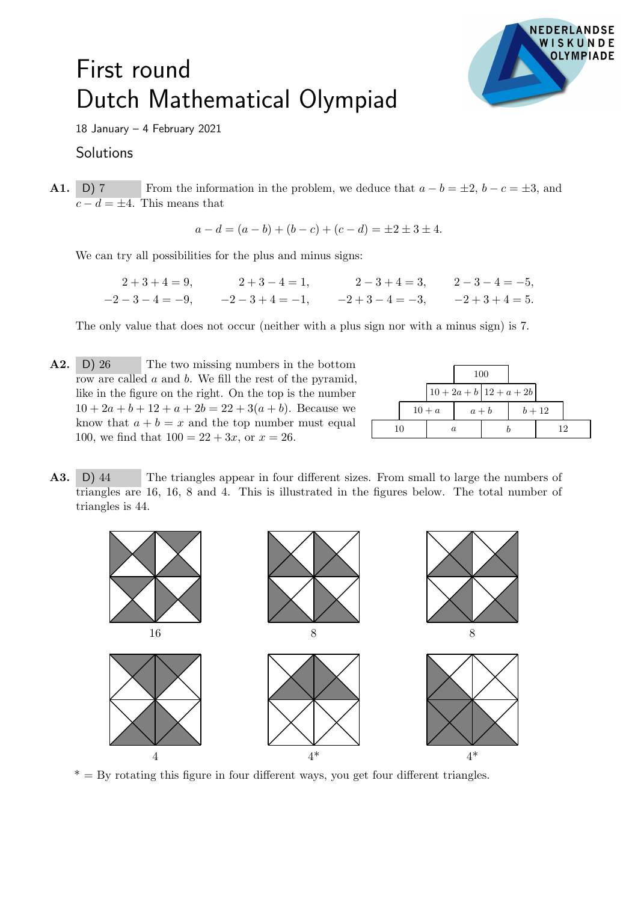# First round Dutch Mathematical Olympiad

18 January – 4 February 2021

## Solutions

**A1.** D) 7 From the information in the problem, we deduce that $a - b = \pm 2$, $b - c = \pm 3$, and $c - d = \pm 4$. This means that

$$a - d = (a - b) + (b - c) + (c - d) = \pm 2 \pm 3 \pm 4.$$

We can try all possibilities for the plus and minus signs:

$$2+3+4=9, \quad 2+3-4=1, \quad 2-3+4=3, \quad 2-3-4=-5,$$
$$-2-3-4=-9, \quad -2-3+4=-1, \quad -2+3-4=-3, \quad -2+3+4=5.$$

The only value that does not occur (neither with a plus sign nor with a minus sign) is 7.

**A2.** D) 26 The two missing numbers in the bottom row are called $a$ and $b$. We fill the rest of the pyramid, like in the figure on the right. On the top is the number $10 + 2a + b + 12 + a + 2b = 22 + 3(a + b)$. Because we know that $a + b = x$ and the top number must equal 100, we find that $100 = 22 + 3x$, or $x = 26$.

| | | 100 | | |
|---|---|---|---|---|
| | $10 + 2a + b$ | | $12 + a + 2b$ | |
| $10 + a$ | | $a + b$ | | $b + 12$ |
| 10 | $a$ | | $b$ | 12 |

**A3.** D) 44 The triangles appear in four different sizes. From small to large the numbers of triangles are 16, 16, 8 and 4. This is illustrated in the figures below. The total number of triangles is 44.

16 8 8

4 4* 4*

\* = By rotating this figure in four different ways, you get four different triangles.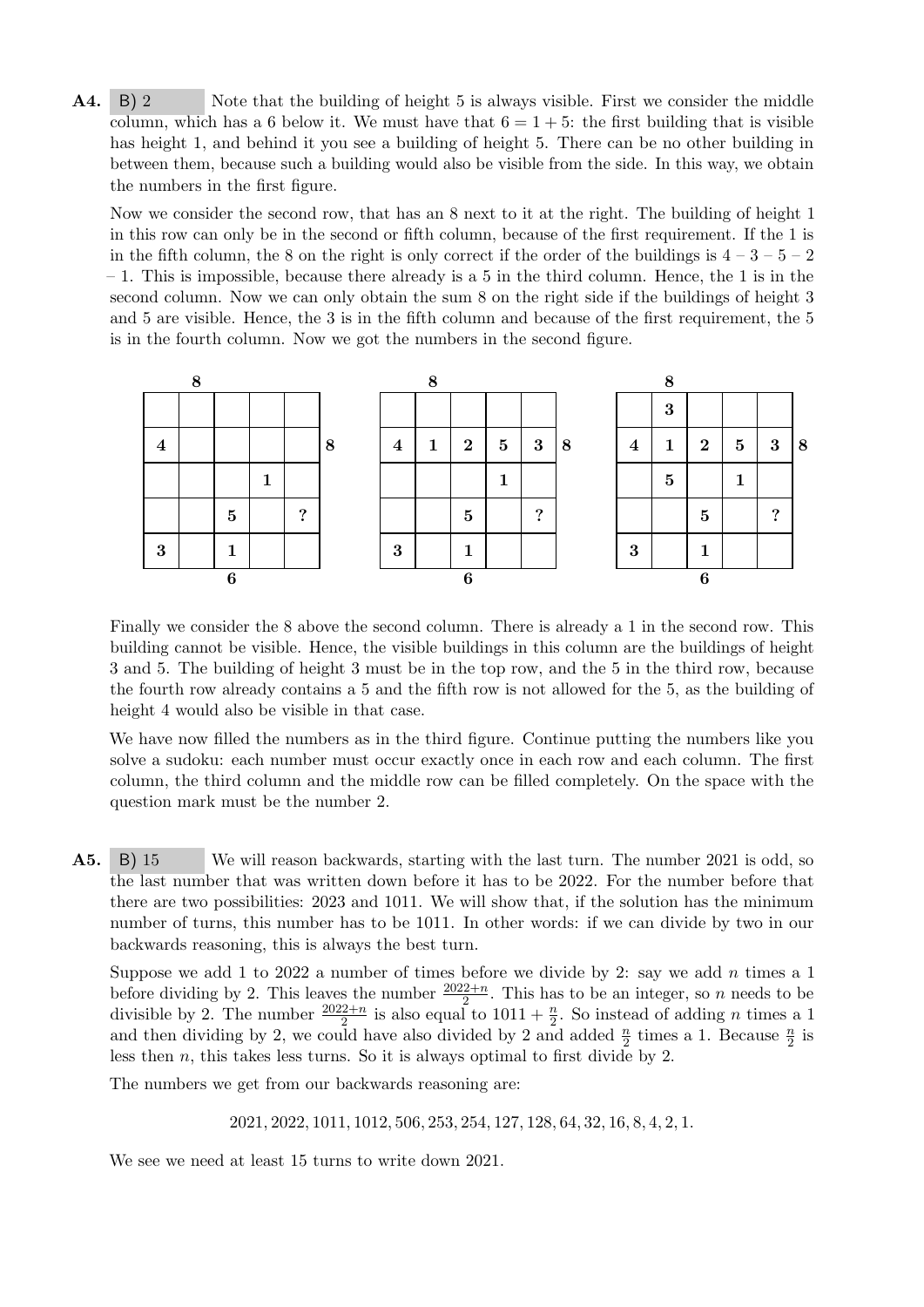**A4.** B) 2 Note that the building of height 5 is always visible. First we consider the middle column, which has a 6 below it. We must have that $6 = 1 + 5$: the first building that is visible has height 1, and behind it you see a building of height 5. There can be no other building in between them, because such a building would also be visible from the side. In this way, we obtain the numbers in the first figure.

Now we consider the second row, that has an 8 next to it at the right. The building of height 1 in this row can only be in the second or fifth column, because of the first requirement. If the 1 is in the fifth column, the 8 on the right is only correct if the order of the buildings is 4 – 3 – 5 – 2 – 1. This is impossible, because there already is a 5 in the third column. Hence, the 1 is in the second column. Now we can only obtain the sum 8 on the right side if the buildings of height 3 and 5 are visible. Hence, the 3 is in the fifth column and because of the first requirement, the 5 is in the fourth column. Now we got the numbers in the second figure.

First figure:

| | 8 | | | | |
|---|---|---|---|---|---|
| | | | | | |
| **4** | | | | | **8** |
| | | | **1** | | |
| | | **5** | | **?** | |
| **3** | | **1** | | | |
| | | **6** | | | |

Second figure:

| | 8 | | | | |
|---|---|---|---|---|---|
| | | | | | |
| **4** | **1** | **2** | **5** | **3** | **8** |
| | | | **1** | | |
| | | **5** | | **?** | |
| **3** | | **1** | | | |
| | | **6** | | | |

Third figure:

| | 8 | | | | |
|---|---|---|---|---|---|
| | **3** | | | | |
| **4** | **1** | **2** | **5** | **3** | **8** |
| | **5** | | **1** | | |
| | | **5** | | **?** | |
| **3** | | **1** | | | |
| | | **6** | | | |

Finally we consider the 8 above the second column. There is already a 1 in the second row. This building cannot be visible. Hence, the visible buildings in this column are the buildings of height 3 and 5. The building of height 3 must be in the top row, and the 5 in the third row, because the fourth row already contains a 5 and the fifth row is not allowed for the 5, as the building of height 4 would also be visible in that case.

We have now filled the numbers as in the third figure. Continue putting the numbers like you solve a sudoku: each number must occur exactly once in each row and each column. The first column, the third column and the middle row can be filled completely. On the space with the question mark must be the number 2.

**A5.** B) 15 We will reason backwards, starting with the last turn. The number 2021 is odd, so the last number that was written down before it has to be 2022. For the number before that there are two possibilities: 2023 and 1011. We will show that, if the solution has the minimum number of turns, this number has to be 1011. In other words: if we can divide by two in our backwards reasoning, this is always the best turn.

Suppose we add 1 to 2022 a number of times before we divide by 2: say we add $n$ times a 1 before dividing by 2. This leaves the number $\frac{2022+n}{2}$. This has to be an integer, so $n$ needs to be divisible by 2. The number $\frac{2022+n}{2}$ is also equal to $1011 + \frac{n}{2}$. So instead of adding $n$ times a 1 and then dividing by 2, we could have also divided by 2 and added $\frac{n}{2}$ times a 1. Because $\frac{n}{2}$ is less then $n$, this takes less turns. So it is always optimal to first divide by 2.

The numbers we get from our backwards reasoning are:

$$2021, 2022, 1011, 1012, 506, 253, 254, 127, 128, 64, 32, 16, 8, 4, 2, 1.$$

We see we need at least 15 turns to write down 2021.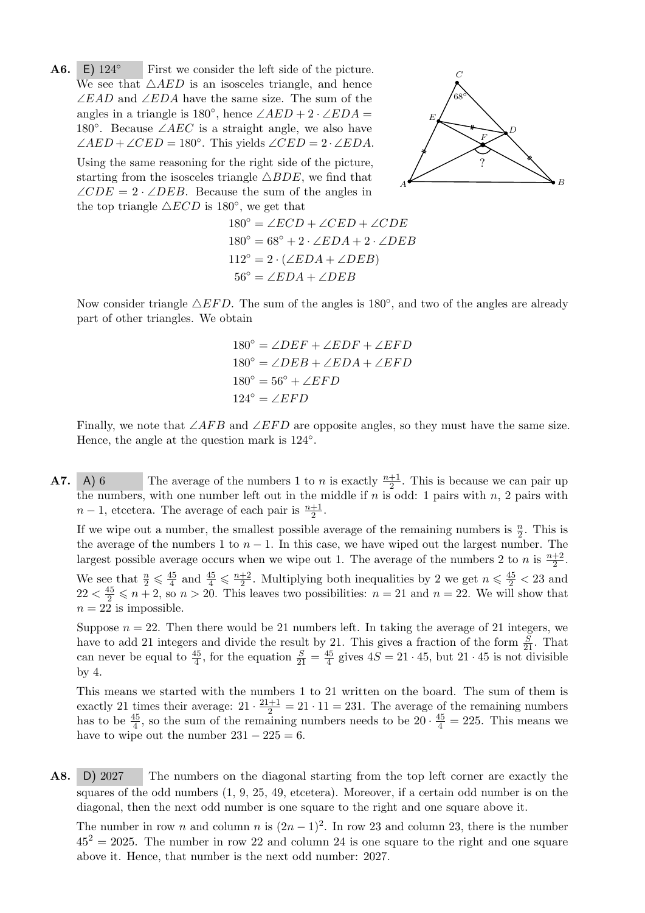**A6.** E) $124^\circ$ First we consider the left side of the picture. We see that $\triangle AED$ is an isosceles triangle, and hence $\angle EAD$ and $\angle EDA$ have the same size. The sum of the angles in a triangle is $180^\circ$, hence $\angle AED + 2 \cdot \angle EDA = 180^\circ$. Because $\angle AEC$ is a straight angle, we also have $\angle AED + \angle CED = 180^\circ$. This yields $\angle CED = 2 \cdot \angle EDA$.

Using the same reasoning for the right side of the picture, starting from the isosceles triangle $\triangle BDE$, we find that $\angle CDE = 2 \cdot \angle DEB$. Because the sum of the angles in the top triangle $\triangle ECD$ is $180^\circ$, we get that

$$
\begin{aligned}
180^\circ &= \angle ECD + \angle CED + \angle CDE \\
180^\circ &= 68^\circ + 2 \cdot \angle EDA + 2 \cdot \angle DEB \\
112^\circ &= 2 \cdot (\angle EDA + \angle DEB) \\
56^\circ &= \angle EDA + \angle DEB
\end{aligned}
$$

Now consider triangle $\triangle EFD$. The sum of the angles is $180^\circ$, and two of the angles are already part of other triangles. We obtain

$$
\begin{aligned}
180^\circ &= \angle DEF + \angle EDF + \angle EFD \\
180^\circ &= \angle DEB + \angle EDA + \angle EFD \\
180^\circ &= 56^\circ + \angle EFD \\
124^\circ &= \angle EFD
\end{aligned}
$$

Finally, we note that $\angle AFB$ and $\angle EFD$ are opposite angles, so they must have the same size. Hence, the angle at the question mark is $124^\circ$.

**A7.** A) 6 The average of the numbers 1 to $n$ is exactly $\frac{n+1}{2}$. This is because we can pair up the numbers, with one number left out in the middle if $n$ is odd: 1 pairs with $n$, 2 pairs with $n-1$, etcetera. The average of each pair is $\frac{n+1}{2}$.

If we wipe out a number, the smallest possible average of the remaining numbers is $\frac{n}{2}$. This is the average of the numbers 1 to $n-1$. In this case, we have wiped out the largest number. The largest possible average occurs when we wipe out 1. The average of the numbers 2 to $n$ is $\frac{n+2}{2}$.

We see that $\frac{n}{2} \leqslant \frac{45}{4}$ and $\frac{45}{4} \leqslant \frac{n+2}{2}$. Multiplying both inequalities by 2 we get $n \leqslant \frac{45}{2} < 23$ and $22 < \frac{45}{2} \leqslant n+2$, so $n > 20$. This leaves two possibilities: $n = 21$ and $n = 22$. We will show that $n = 22$ is impossible.

Suppose $n = 22$. Then there would be 21 numbers left. In taking the average of 21 integers, we have to add 21 integers and divide the result by 21. This gives a fraction of the form $\frac{S}{21}$. That can never be equal to $\frac{45}{4}$, for the equation $\frac{S}{21} = \frac{45}{4}$ gives $4S = 21 \cdot 45$, but $21 \cdot 45$ is not divisible by 4.

This means we started with the numbers 1 to 21 written on the board. The sum of them is exactly 21 times their average: $21 \cdot \frac{21+1}{2} = 21 \cdot 11 = 231$. The average of the remaining numbers has to be $\frac{45}{4}$, so the sum of the remaining numbers needs to be $20 \cdot \frac{45}{4} = 225$. This means we have to wipe out the number $231 - 225 = 6$.

**A8.** D) 2027 The numbers on the diagonal starting from the top left corner are exactly the squares of the odd numbers (1, 9, 25, 49, etcetera). Moreover, if a certain odd number is on the diagonal, then the next odd number is one square to the right and one square above it.

The number in row $n$ and column $n$ is $(2n-1)^2$. In row 23 and column 23, there is the number $45^2 = 2025$. The number in row 22 and column 24 is one square to the right and one square above it. Hence, that number is the next odd number: 2027.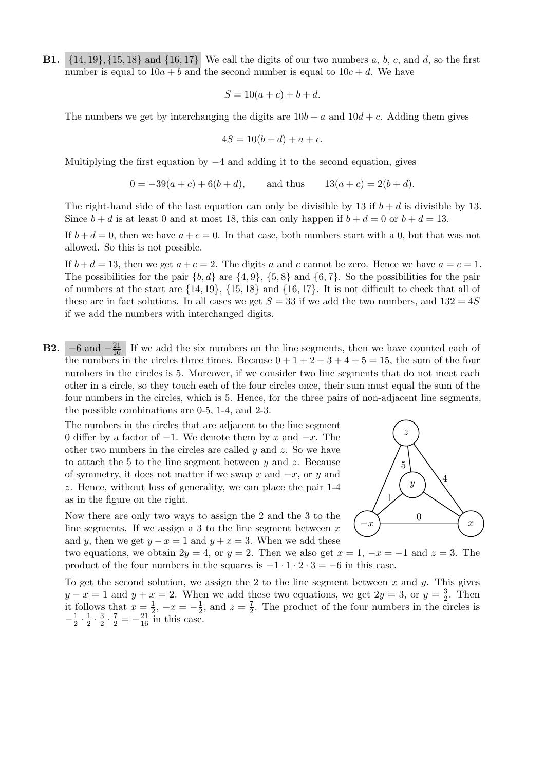**B1.** $\{14,19\}, \{15,18\}$ and $\{16,17\}$ We call the digits of our two numbers $a$, $b$, $c$, and $d$, so the first number is equal to $10a+b$ and the second number is equal to $10c+d$. We have

$$S = 10(a+c) + b + d.$$

The numbers we get by interchanging the digits are $10b+a$ and $10d+c$. Adding them gives

$$4S = 10(b+d) + a + c.$$

Multiplying the first equation by $-4$ and adding it to the second equation, gives

$$0 = -39(a+c) + 6(b+d), \qquad \text{and thus} \qquad 13(a+c) = 2(b+d).$$

The right-hand side of the last equation can only be divisible by 13 if $b+d$ is divisible by 13. Since $b+d$ is at least 0 and at most 18, this can only happen if $b+d=0$ or $b+d=13$.

If $b+d=0$, then we have $a+c=0$. In that case, both numbers start with a 0, but that was not allowed. So this is not possible.

If $b+d=13$, then we get $a+c=2$. The digits $a$ and $c$ cannot be zero. Hence we have $a=c=1$. The possibilities for the pair $\{b,d\}$ are $\{4,9\}$, $\{5,8\}$ and $\{6,7\}$. So the possibilities for the pair of numbers at the start are $\{14,19\}$, $\{15,18\}$ and $\{16,17\}$. It is not difficult to check that all of these are in fact solutions. In all cases we get $S=33$ if we add the two numbers, and $132=4S$ if we add the numbers with interchanged digits.

**B2.** $-6$ and $-\frac{21}{16}$ If we add the six numbers on the line segments, then we have counted each of the numbers in the circles three times. Because $0+1+2+3+4+5=15$, the sum of the four numbers in the circles is 5. Moreover, if we consider two line segments that do not meet each other in a circle, so they touch each of the four circles once, their sum must equal the sum of the four numbers in the circles, which is 5. Hence, for the three pairs of non-adjacent line segments, the possible combinations are 0-5, 1-4, and 2-3.

The numbers in the circles that are adjacent to the line segment 0 differ by a factor of $-1$. We denote them by $x$ and $-x$. The other two numbers in the circles are called $y$ and $z$. So we have to attach the 5 to the line segment between $y$ and $z$. Because of symmetry, it does not matter if we swap $x$ and $-x$, or $y$ and $z$. Hence, without loss of generality, we can place the pair 1-4 as in the figure on the right.

Now there are only two ways to assign the 2 and the 3 to the line segments. If we assign a 3 to the line segment between $x$ and $y$, then we get $y-x=1$ and $y+x=3$. When we add these two equations, we obtain $2y=4$, or $y=2$. Then we also get $x=1$, $-x=-1$ and $z=3$. The product of the four numbers in the squares is $-1\cdot 1\cdot 2\cdot 3=-6$ in this case.

To get the second solution, we assign the 2 to the line segment between $x$ and $y$. This gives $y-x=1$ and $y+x=2$. When we add these two equations, we get $2y=3$, or $y=\frac{3}{2}$. Then it follows that $x=\frac{1}{2}$, $-x=-\frac{1}{2}$, and $z=\frac{7}{2}$. The product of the four numbers in the circles is $-\frac{1}{2}\cdot\frac{1}{2}\cdot\frac{3}{2}\cdot\frac{7}{2}=-\frac{21}{16}$ in this case.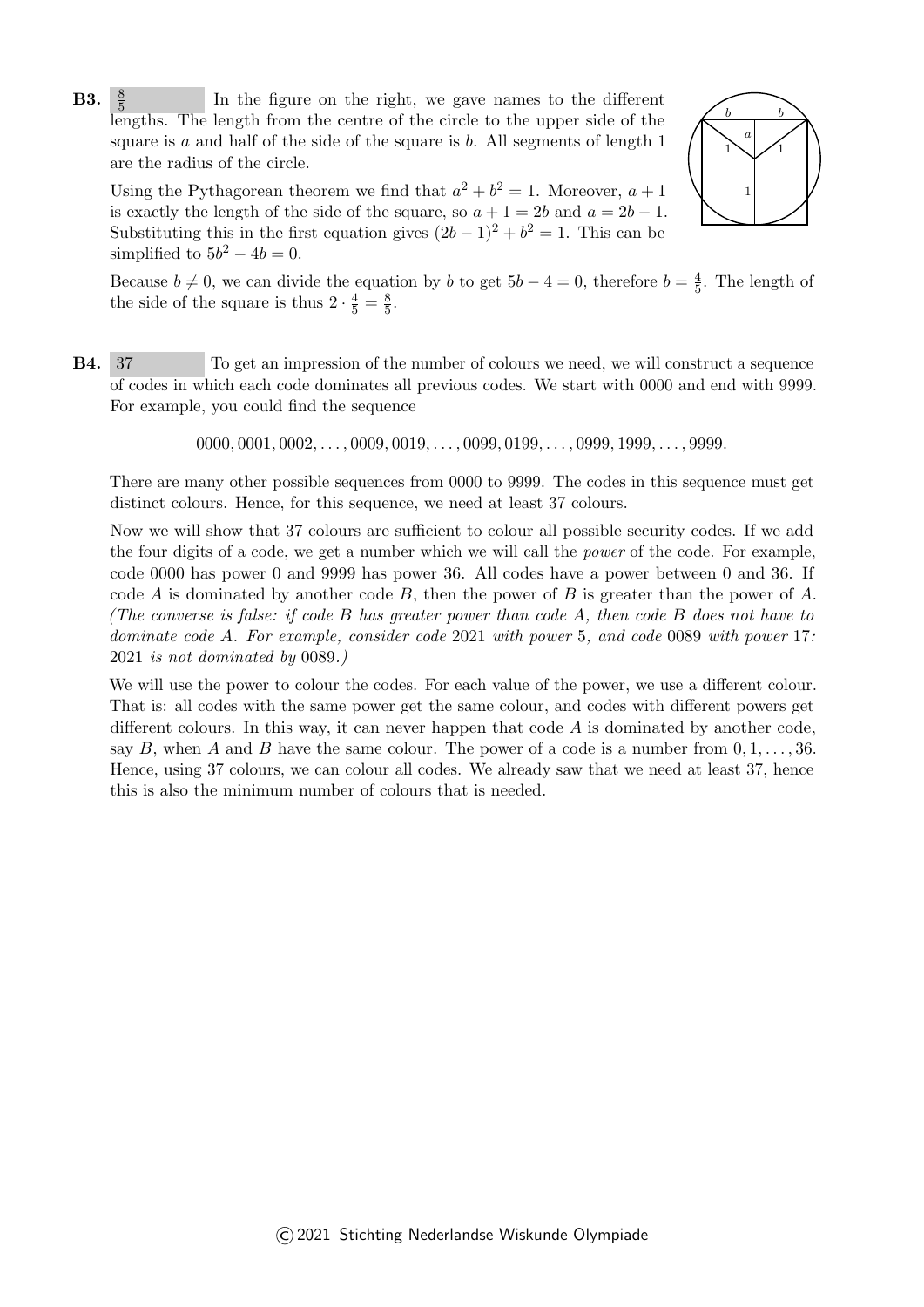**B3.** $\frac{8}{5}$ In the figure on the right, we gave names to the different lengths. The length from the centre of the circle to the upper side of the square is $a$ and half of the side of the square is $b$. All segments of length 1 are the radius of the circle.

Using the Pythagorean theorem we find that $a^2 + b^2 = 1$. Moreover, $a + 1$ is exactly the length of the side of the square, so $a + 1 = 2b$ and $a = 2b - 1$. Substituting this in the first equation gives $(2b - 1)^2 + b^2 = 1$. This can be simplified to $5b^2 - 4b = 0$.

Because $b \neq 0$, we can divide the equation by $b$ to get $5b - 4 = 0$, therefore $b = \frac{4}{5}$. The length of the side of the square is thus $2 \cdot \frac{4}{5} = \frac{8}{5}$.

**B4.** 37 To get an impression of the number of colours we need, we will construct a sequence of codes in which each code dominates all previous codes. We start with 0000 and end with 9999. For example, you could find the sequence

$$0000, 0001, 0002, \ldots, 0009, 0019, \ldots, 0099, 0199, \ldots, 0999, 1999, \ldots, 9999.$$

There are many other possible sequences from 0000 to 9999. The codes in this sequence must get distinct colours. Hence, for this sequence, we need at least 37 colours.

Now we will show that 37 colours are sufficient to colour all possible security codes. If we add the four digits of a code, we get a number which we will call the *power* of the code. For example, code 0000 has power 0 and 9999 has power 36. All codes have a power between 0 and 36. If code $A$ is dominated by another code $B$, then the power of $B$ is greater than the power of $A$. *(The converse is false: if code B has greater power than code A, then code B does not have to dominate code A. For example, consider code* 2021 *with power* 5*, and code* 0089 *with power* 17*:* 2021 *is not dominated by* 0089*.)*

We will use the power to colour the codes. For each value of the power, we use a different colour. That is: all codes with the same power get the same colour, and codes with different powers get different colours. In this way, it can never happen that code $A$ is dominated by another code, say $B$, when $A$ and $B$ have the same colour. The power of a code is a number from $0, 1, \ldots, 36$. Hence, using 37 colours, we can colour all codes. We already saw that we need at least 37, hence this is also the minimum number of colours that is needed.

© 2021 Stichting Nederlandse Wiskunde Olympiade